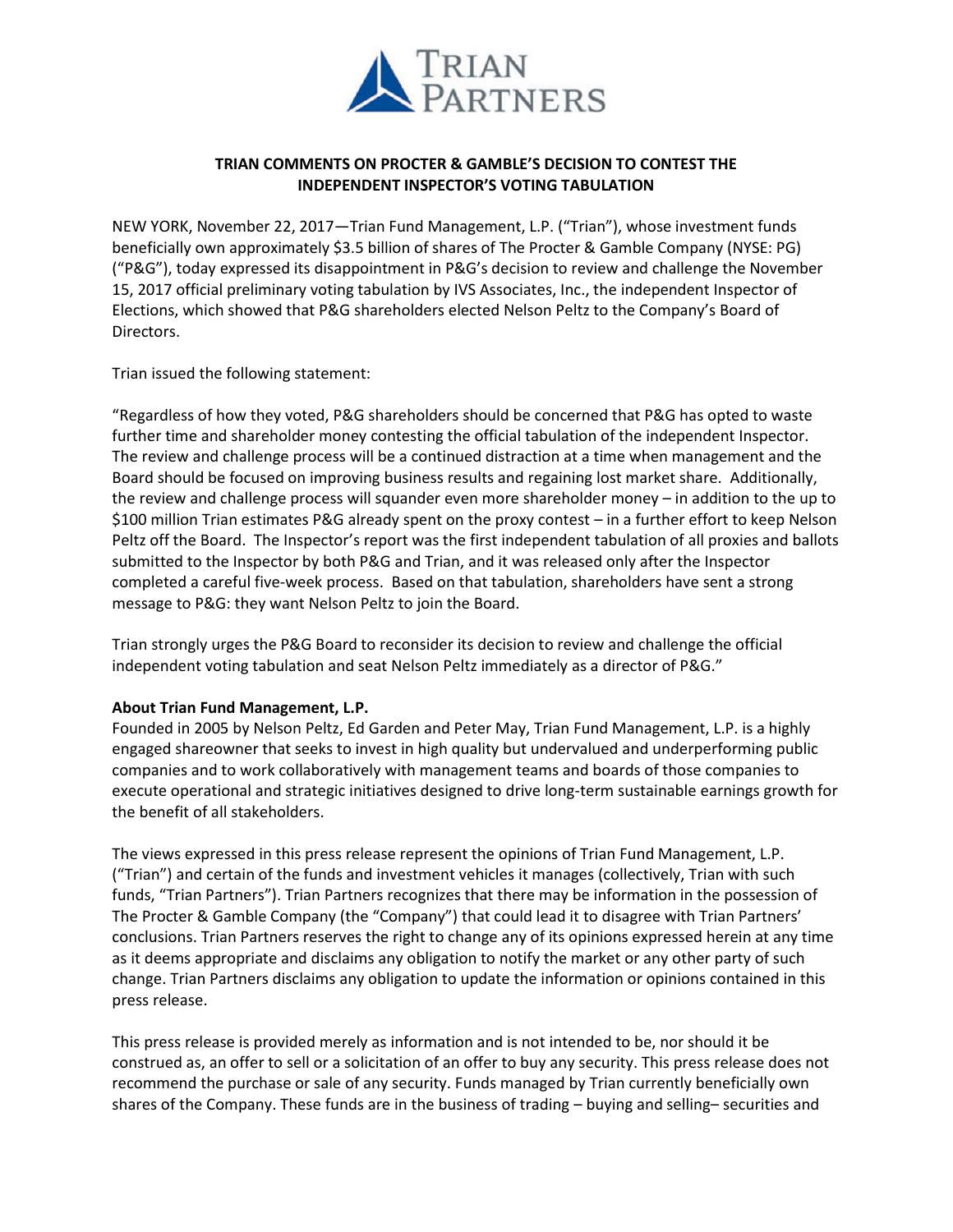# TRIAN COMMENTS ON PROCTER & GAMBLE'S DECISION TO CONTEST THE INDEPENDENT INSPECTOR'S VOTING TABULATION

NEW YORK, November 22, 2017—Trian Fund Management, L.P. ("Trian"), whose investment funds beneficially own approximately $3.5 billion of shares of The Procter & Gamble Company (NYSE: PG) ("P&G"), today expressed its disappointment in P&G's decision to review and challenge the November 15, 2017 official preliminary voting tabulation by IVS Associates, Inc., the independent Inspector of Elections, which showed that P&G shareholders elected Nelson Peltz to the Company's Board of Directors.

Trian issued the following statement:

"Regardless of how they voted, P&G shareholders should be concerned that P&G has opted to waste further time and shareholder money contesting the official tabulation of the independent Inspector. The review and challenge process will be a continued distraction at a time when management and the Board should be focused on improving business results and regaining lost market share. Additionally, the review and challenge process will squander even more shareholder money – in addition to the up to $100 million Trian estimates P&G already spent on the proxy contest – in a further effort to keep Nelson Peltz off the Board. The Inspector's report was the first independent tabulation of all proxies and ballots submitted to the Inspector by both P&G and Trian, and it was released only after the Inspector completed a careful five-week process. Based on that tabulation, shareholders have sent a strong message to P&G: they want Nelson Peltz to join the Board.

Trian strongly urges the P&G Board to reconsider its decision to review and challenge the official independent voting tabulation and seat Nelson Peltz immediately as a director of P&G."

**About Trian Fund Management, L.P.**

Founded in 2005 by Nelson Peltz, Ed Garden and Peter May, Trian Fund Management, L.P. is a highly engaged shareowner that seeks to invest in high quality but undervalued and underperforming public companies and to work collaboratively with management teams and boards of those companies to execute operational and strategic initiatives designed to drive long-term sustainable earnings growth for the benefit of all stakeholders.

The views expressed in this press release represent the opinions of Trian Fund Management, L.P. ("Trian") and certain of the funds and investment vehicles it manages (collectively, Trian with such funds, "Trian Partners"). Trian Partners recognizes that there may be information in the possession of The Procter & Gamble Company (the "Company") that could lead it to disagree with Trian Partners' conclusions. Trian Partners reserves the right to change any of its opinions expressed herein at any time as it deems appropriate and disclaims any obligation to notify the market or any other party of such change. Trian Partners disclaims any obligation to update the information or opinions contained in this press release.

This press release is provided merely as information and is not intended to be, nor should it be construed as, an offer to sell or a solicitation of an offer to buy any security. This press release does not recommend the purchase or sale of any security. Funds managed by Trian currently beneficially own shares of the Company. These funds are in the business of trading – buying and selling– securities and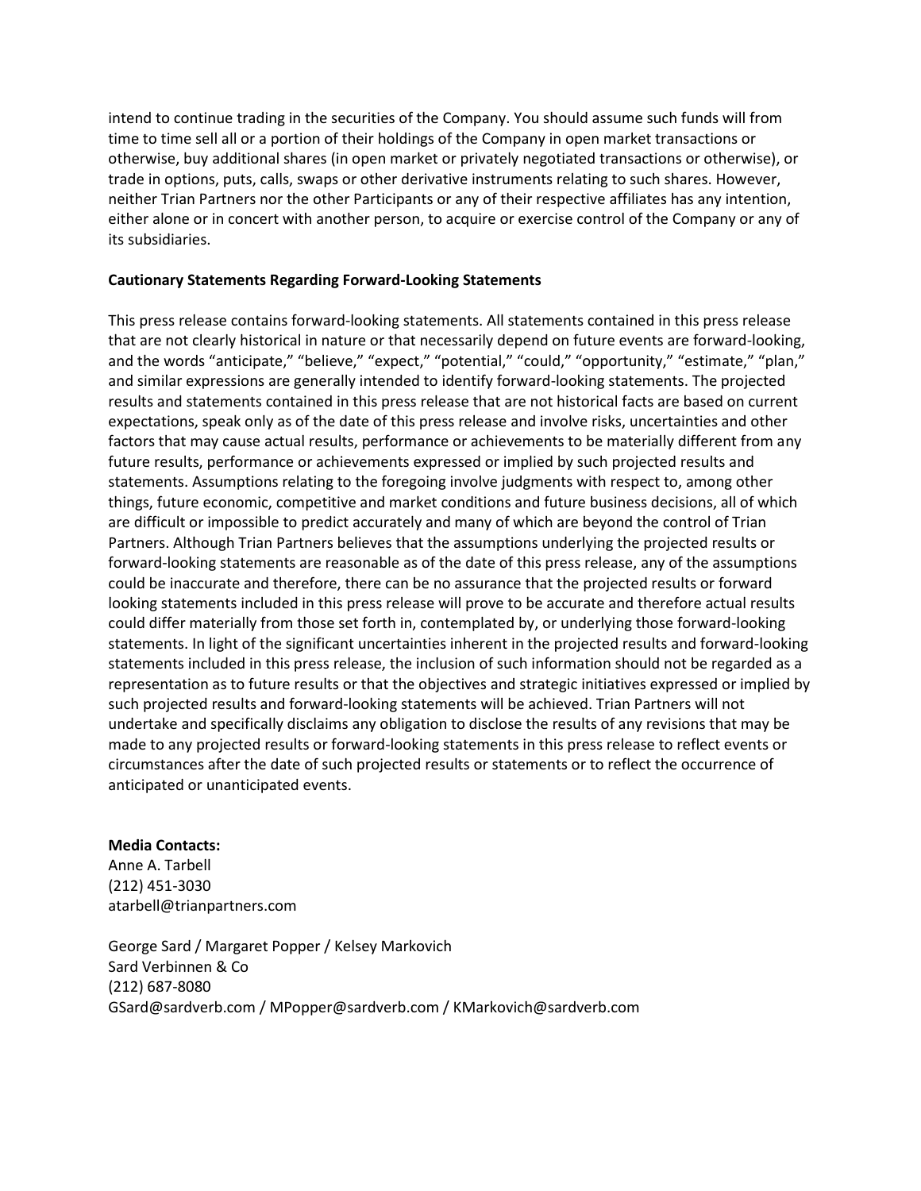intend to continue trading in the securities of the Company. You should assume such funds will from time to time sell all or a portion of their holdings of the Company in open market transactions or otherwise, buy additional shares (in open market or privately negotiated transactions or otherwise), or trade in options, puts, calls, swaps or other derivative instruments relating to such shares. However, neither Trian Partners nor the other Participants or any of their respective affiliates has any intention, either alone or in concert with another person, to acquire or exercise control of the Company or any of its subsidiaries.

**Cautionary Statements Regarding Forward-Looking Statements**

This press release contains forward-looking statements. All statements contained in this press release that are not clearly historical in nature or that necessarily depend on future events are forward-looking, and the words "anticipate," "believe," "expect," "potential," "could," "opportunity," "estimate," "plan," and similar expressions are generally intended to identify forward-looking statements. The projected results and statements contained in this press release that are not historical facts are based on current expectations, speak only as of the date of this press release and involve risks, uncertainties and other factors that may cause actual results, performance or achievements to be materially different from any future results, performance or achievements expressed or implied by such projected results and statements. Assumptions relating to the foregoing involve judgments with respect to, among other things, future economic, competitive and market conditions and future business decisions, all of which are difficult or impossible to predict accurately and many of which are beyond the control of Trian Partners. Although Trian Partners believes that the assumptions underlying the projected results or forward-looking statements are reasonable as of the date of this press release, any of the assumptions could be inaccurate and therefore, there can be no assurance that the projected results or forward looking statements included in this press release will prove to be accurate and therefore actual results could differ materially from those set forth in, contemplated by, or underlying those forward-looking statements. In light of the significant uncertainties inherent in the projected results and forward-looking statements included in this press release, the inclusion of such information should not be regarded as a representation as to future results or that the objectives and strategic initiatives expressed or implied by such projected results and forward-looking statements will be achieved. Trian Partners will not undertake and specifically disclaims any obligation to disclose the results of any revisions that may be made to any projected results or forward-looking statements in this press release to reflect events or circumstances after the date of such projected results or statements or to reflect the occurrence of anticipated or unanticipated events.

**Media Contacts:**
Anne A. Tarbell
(212) 451-3030
atarbell@trianpartners.com

George Sard / Margaret Popper / Kelsey Markovich
Sard Verbinnen & Co
(212) 687-8080
GSard@sardverb.com / MPopper@sardverb.com / KMarkovich@sardverb.com